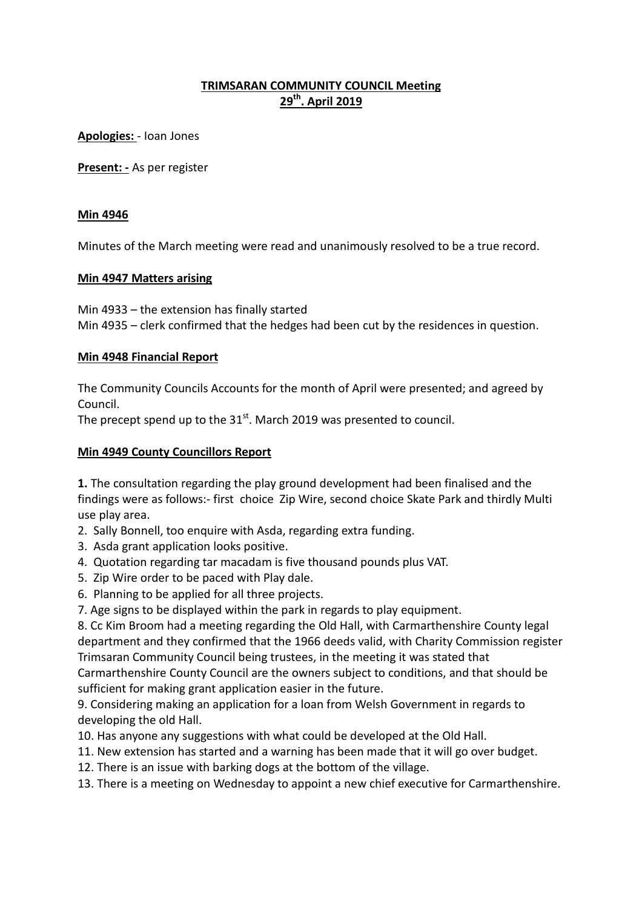# TRIMSARAN COMMUNITY COUNCIL Meeting 29th. April 2019

**Apologies:** - Ioan Jones

**Present: -** As per register

## Min 4946

Minutes of the March meeting were read and unanimously resolved to be a true record.

## Min 4947 Matters arising

Min 4933 – the extension has finally started
Min 4935 – clerk confirmed that the hedges had been cut by the residences in question.

## Min 4948 Financial Report

The Community Councils Accounts for the month of April were presented; and agreed by Council.
The precept spend up to the 31st. March 2019 was presented to council.

## Min 4949 County Councillors Report

**1.** The consultation regarding the play ground development had been finalised and the findings were as follows:- first choice Zip Wire, second choice Skate Park and thirdly Multi use play area.
2. Sally Bonnell, too enquire with Asda, regarding extra funding.
3. Asda grant application looks positive.
4. Quotation regarding tar macadam is five thousand pounds plus VAT.
5. Zip Wire order to be paced with Play dale.
6. Planning to be applied for all three projects.
7. Age signs to be displayed within the park in regards to play equipment.
8. Cc Kim Broom had a meeting regarding the Old Hall, with Carmarthenshire County legal department and they confirmed that the 1966 deeds valid, with Charity Commission register Trimsaran Community Council being trustees, in the meeting it was stated that Carmarthenshire County Council are the owners subject to conditions, and that should be sufficient for making grant application easier in the future.
9. Considering making an application for a loan from Welsh Government in regards to developing the old Hall.
10. Has anyone any suggestions with what could be developed at the Old Hall.
11. New extension has started and a warning has been made that it will go over budget.
12. There is an issue with barking dogs at the bottom of the village.
13. There is a meeting on Wednesday to appoint a new chief executive for Carmarthenshire.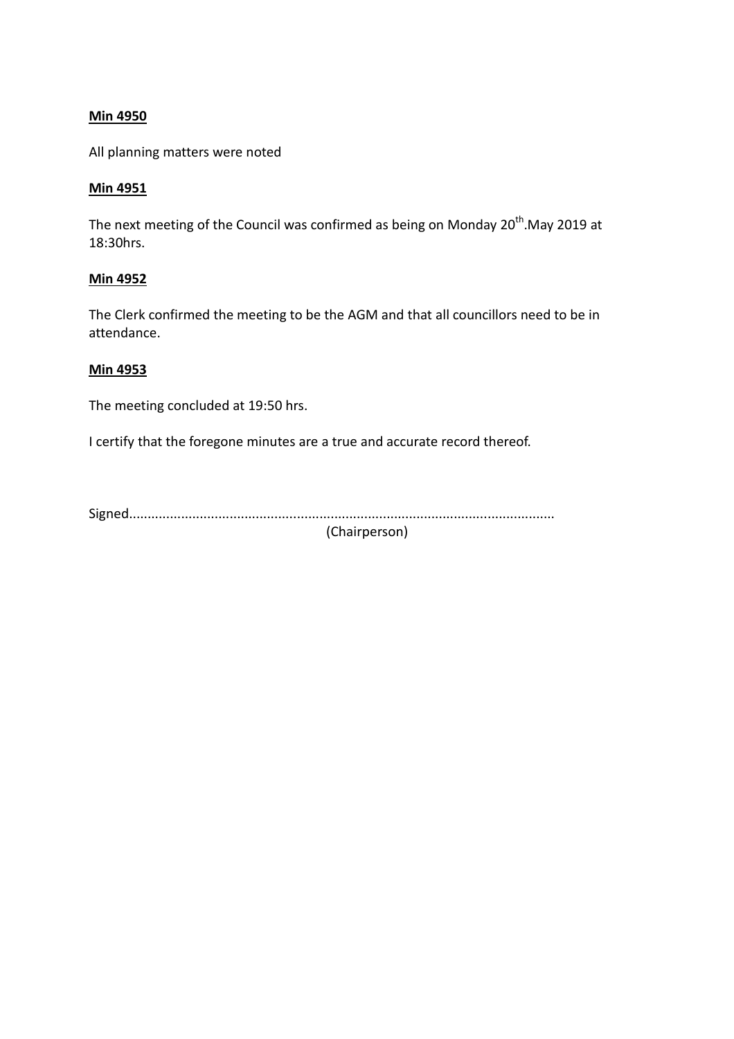**Min 4950**

All planning matters were noted

**Min 4951**

The next meeting of the Council was confirmed as being on Monday 20th.May 2019 at 18:30hrs.

**Min 4952**

The Clerk confirmed the meeting to be the AGM and that all councillors need to be in attendance.

**Min 4953**

The meeting concluded at 19:50 hrs.

I certify that the foregone minutes are a true and accurate record thereof.

Signed..................................................................................................................

(Chairperson)